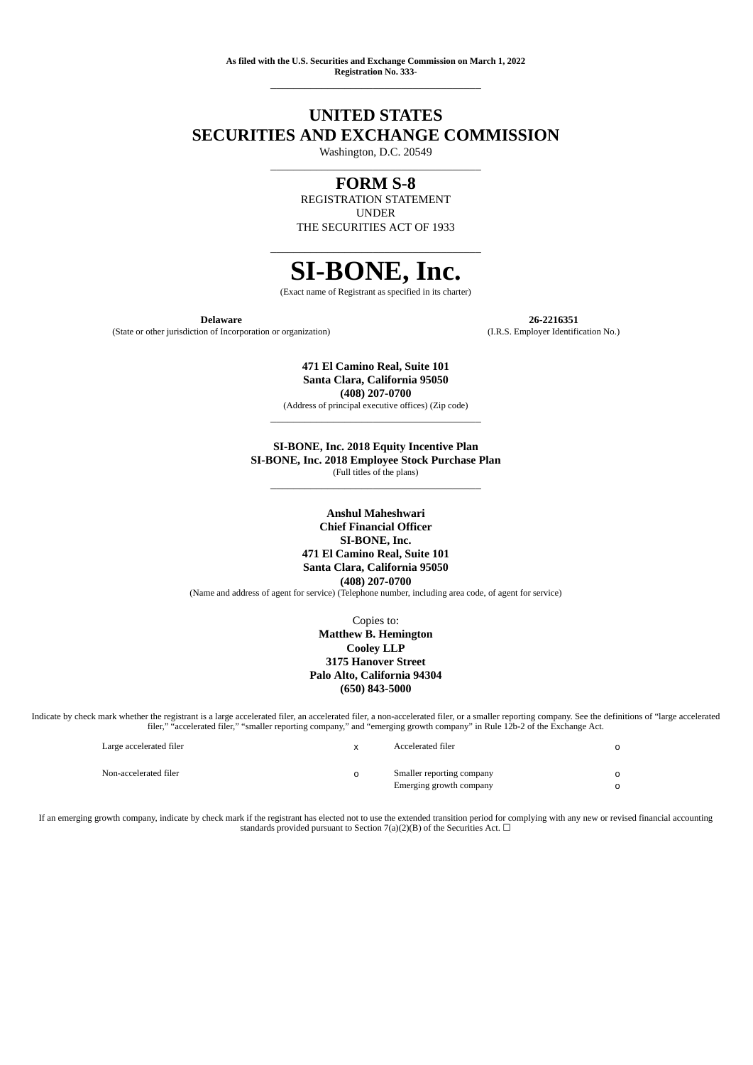**As filed with the U.S. Securities and Exchange Commission on March 1, 2022**
**Registration No. 333-**

---

# UNITED STATES
# SECURITIES AND EXCHANGE COMMISSION

Washington, D.C. 20549

---

## FORM S-8

REGISTRATION STATEMENT
UNDER
THE SECURITIES ACT OF 1933

---

# SI-BONE, Inc.

(Exact name of Registrant as specified in its charter)

| **Delaware** | **26-2216351** |
|---|---|
| (State or other jurisdiction of Incorporation or organization) | (I.R.S. Employer Identification No.) |

**471 El Camino Real, Suite 101**
**Santa Clara, California 95050**
**(408) 207-0700**
(Address of principal executive offices) (Zip code)

---

**SI-BONE, Inc. 2018 Equity Incentive Plan**
**SI-BONE, Inc. 2018 Employee Stock Purchase Plan**
(Full titles of the plans)

---

**Anshul Maheshwari**
**Chief Financial Officer**
**SI-BONE, Inc.**
**471 El Camino Real, Suite 101**
**Santa Clara, California 95050**
**(408) 207-0700**
(Name and address of agent for service) (Telephone number, including area code, of agent for service)

Copies to:
**Matthew B. Hemington**
**Cooley LLP**
**3175 Hanover Street**
**Palo Alto, California 94304**
**(650) 843-5000**

Indicate by check mark whether the registrant is a large accelerated filer, an accelerated filer, a non-accelerated filer, or a smaller reporting company. See the definitions of "large accelerated filer," "accelerated filer," "smaller reporting company," and "emerging growth company" in Rule 12b-2 of the Exchange Act.

| | | | |
|---|---|---|---|
| Large accelerated filer | x | Accelerated filer | o |
| Non-accelerated filer | o | Smaller reporting company | o |
| | | Emerging growth company | o |

If an emerging growth company, indicate by check mark if the registrant has elected not to use the extended transition period for complying with any new or revised financial accounting standards provided pursuant to Section 7(a)(2)(B) of the Securities Act. ☐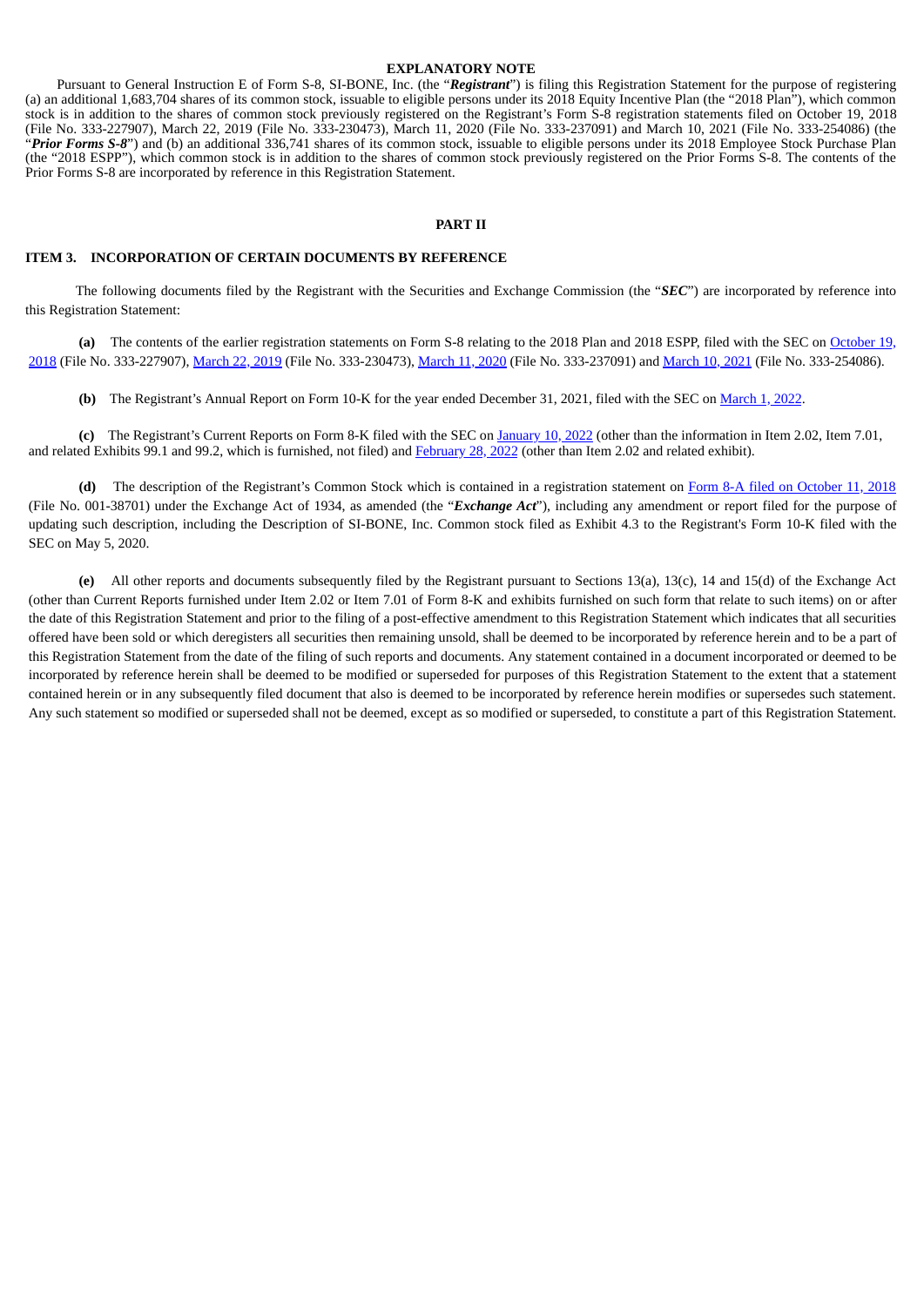## EXPLANATORY NOTE

Pursuant to General Instruction E of Form S-8, SI-BONE, Inc. (the "***Registrant***") is filing this Registration Statement for the purpose of registering (a) an additional 1,683,704 shares of its common stock, issuable to eligible persons under its 2018 Equity Incentive Plan (the "2018 Plan"), which common stock is in addition to the shares of common stock previously registered on the Registrant's Form S-8 registration statements filed on October 19, 2018 (File No. 333-227907), March 22, 2019 (File No. 333-230473), March 11, 2020 (File No. 333-237091) and March 10, 2021 (File No. 333-254086) (the "***Prior Forms S-8***") and (b) an additional 336,741 shares of its common stock, issuable to eligible persons under its 2018 Employee Stock Purchase Plan (the "2018 ESPP"), which common stock is in addition to the shares of common stock previously registered on the Prior Forms S-8. The contents of the Prior Forms S-8 are incorporated by reference in this Registration Statement.

## PART II

### ITEM 3. INCORPORATION OF CERTAIN DOCUMENTS BY REFERENCE

The following documents filed by the Registrant with the Securities and Exchange Commission (the "***SEC***") are incorporated by reference into this Registration Statement:

**(a)** The contents of the earlier registration statements on Form S-8 relating to the 2018 Plan and 2018 ESPP, filed with the SEC on October 19, 2018 (File No. 333-227907), March 22, 2019 (File No. 333-230473), March 11, 2020 (File No. 333-237091) and March 10, 2021 (File No. 333-254086).

**(b)** The Registrant's Annual Report on Form 10-K for the year ended December 31, 2021, filed with the SEC on March 1, 2022.

**(c)** The Registrant's Current Reports on Form 8-K filed with the SEC on January 10, 2022 (other than the information in Item 2.02, Item 7.01, and related Exhibits 99.1 and 99.2, which is furnished, not filed) and February 28, 2022 (other than Item 2.02 and related exhibit).

**(d)** The description of the Registrant's Common Stock which is contained in a registration statement on Form 8-A filed on October 11, 2018 (File No. 001-38701) under the Exchange Act of 1934, as amended (the "***Exchange Act***"), including any amendment or report filed for the purpose of updating such description, including the Description of SI-BONE, Inc. Common stock filed as Exhibit 4.3 to the Registrant's Form 10-K filed with the SEC on May 5, 2020.

**(e)** All other reports and documents subsequently filed by the Registrant pursuant to Sections 13(a), 13(c), 14 and 15(d) of the Exchange Act (other than Current Reports furnished under Item 2.02 or Item 7.01 of Form 8-K and exhibits furnished on such form that relate to such items) on or after the date of this Registration Statement and prior to the filing of a post-effective amendment to this Registration Statement which indicates that all securities offered have been sold or which deregisters all securities then remaining unsold, shall be deemed to be incorporated by reference herein and to be a part of this Registration Statement from the date of the filing of such reports and documents. Any statement contained in a document incorporated or deemed to be incorporated by reference herein shall be deemed to be modified or superseded for purposes of this Registration Statement to the extent that a statement contained herein or in any subsequently filed document that also is deemed to be incorporated by reference herein modifies or supersedes such statement. Any such statement so modified or superseded shall not be deemed, except as so modified or superseded, to constitute a part of this Registration Statement.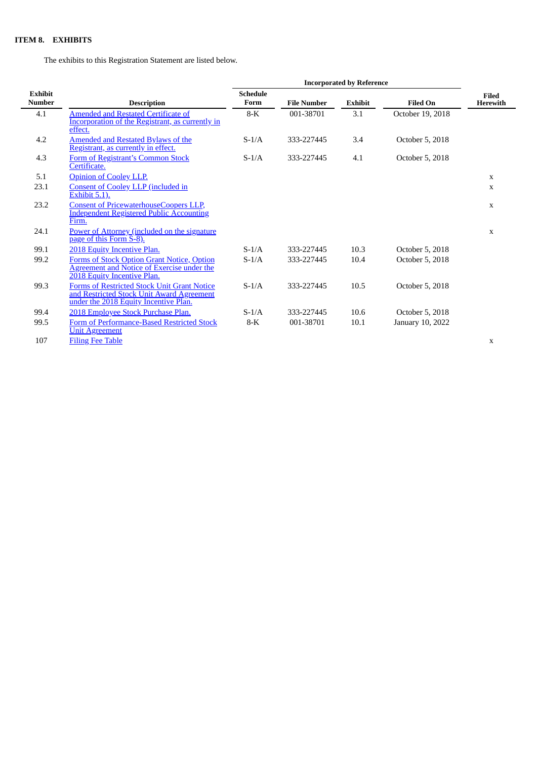**ITEM 8. EXHIBITS**

The exhibits to this Registration Statement are listed below.

| Exhibit Number | Description | Incorporated by Reference | | | | Filed Herewith |
|---|---|---|---|---|---|---|
| | | Schedule Form | File Number | Exhibit | Filed On | |
| 4.1 | Amended and Restated Certificate of Incorporation of the Registrant, as currently in effect. | 8-K | 001-38701 | 3.1 | October 19, 2018 | |
| 4.2 | Amended and Restated Bylaws of the Registrant, as currently in effect. | S-1/A | 333-227445 | 3.4 | October 5, 2018 | |
| 4.3 | Form of Registrant's Common Stock Certificate. | S-1/A | 333-227445 | 4.1 | October 5, 2018 | |
| 5.1 | Opinion of Cooley LLP. | | | | | x |
| 23.1 | Consent of Cooley LLP (included in Exhibit 5.1). | | | | | x |
| 23.2 | Consent of PricewaterhouseCoopers LLP, Independent Registered Public Accounting Firm. | | | | | x |
| 24.1 | Power of Attorney (included on the signature page of this Form S-8). | | | | | x |
| 99.1 | 2018 Equity Incentive Plan. | S-1/A | 333-227445 | 10.3 | October 5, 2018 | |
| 99.2 | Forms of Stock Option Grant Notice, Option Agreement and Notice of Exercise under the 2018 Equity Incentive Plan. | S-1/A | 333-227445 | 10.4 | October 5, 2018 | |
| 99.3 | Forms of Restricted Stock Unit Grant Notice and Restricted Stock Unit Award Agreement under the 2018 Equity Incentive Plan. | S-1/A | 333-227445 | 10.5 | October 5, 2018 | |
| 99.4 | 2018 Employee Stock Purchase Plan. | S-1/A | 333-227445 | 10.6 | October 5, 2018 | |
| 99.5 | Form of Performance-Based Restricted Stock Unit Agreement | 8-K | 001-38701 | 10.1 | January 10, 2022 | |
| 107 | Filing Fee Table | | | | | x |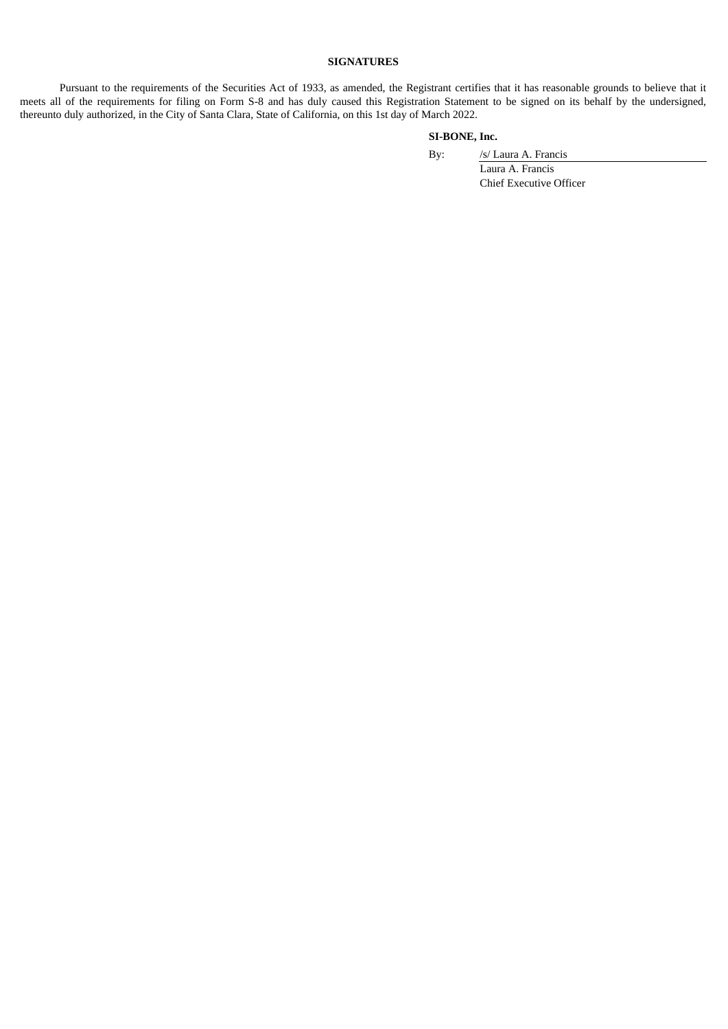## SIGNATURES

Pursuant to the requirements of the Securities Act of 1933, as amended, the Registrant certifies that it has reasonable grounds to believe that it meets all of the requirements for filing on Form S-8 and has duly caused this Registration Statement to be signed on its behalf by the undersigned, thereunto duly authorized, in the City of Santa Clara, State of California, on this 1st day of March 2022.

**SI-BONE, Inc.**

By: /s/ Laura A. Francis
Laura A. Francis
Chief Executive Officer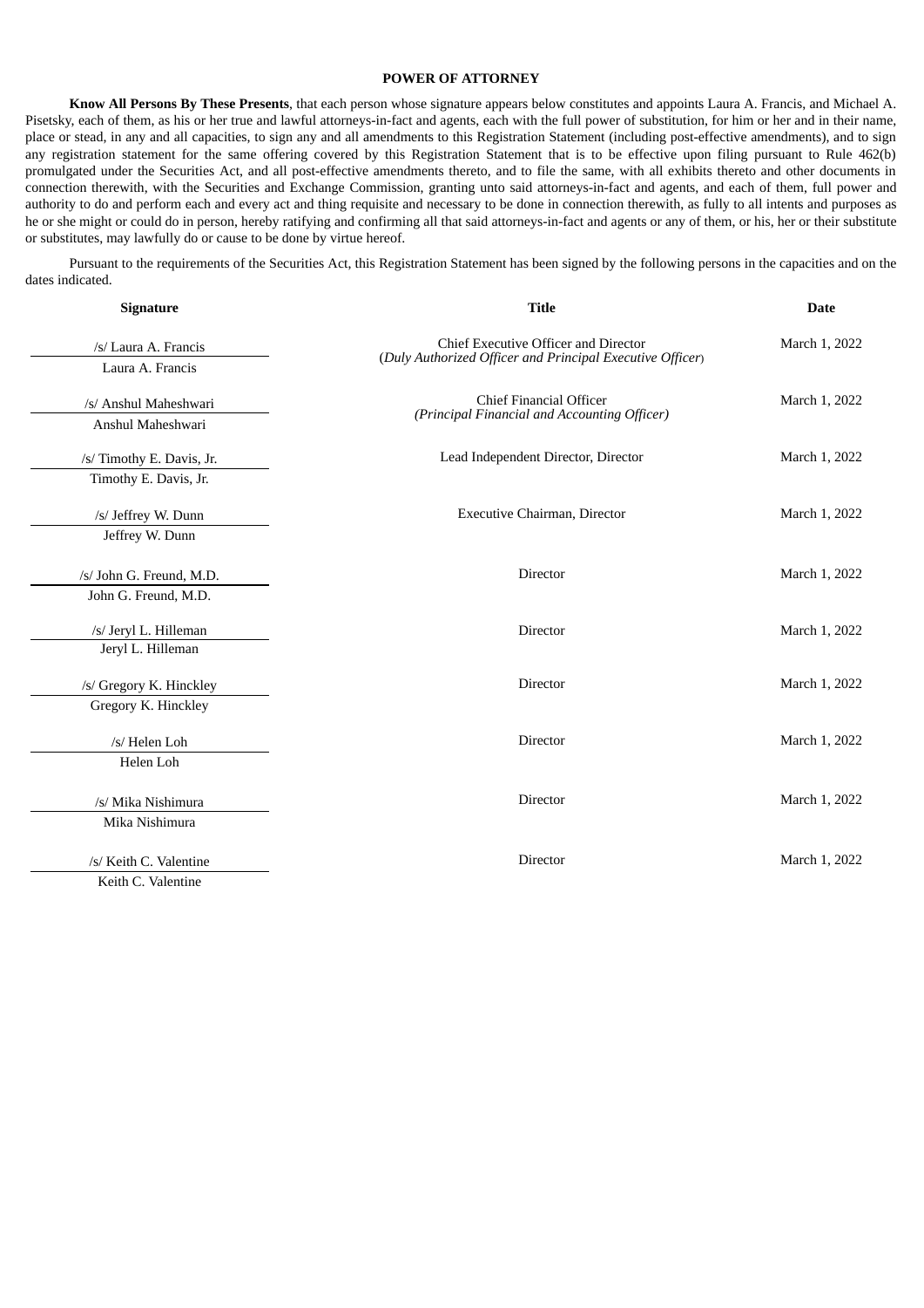**POWER OF ATTORNEY**

**Know All Persons By These Presents**, that each person whose signature appears below constitutes and appoints Laura A. Francis, and Michael A. Pisetsky, each of them, as his or her true and lawful attorneys-in-fact and agents, each with the full power of substitution, for him or her and in their name, place or stead, in any and all capacities, to sign any and all amendments to this Registration Statement (including post-effective amendments), and to sign any registration statement for the same offering covered by this Registration Statement that is to be effective upon filing pursuant to Rule 462(b) promulgated under the Securities Act, and all post-effective amendments thereto, and to file the same, with all exhibits thereto and other documents in connection therewith, with the Securities and Exchange Commission, granting unto said attorneys-in-fact and agents, and each of them, full power and authority to do and perform each and every act and thing requisite and necessary to be done in connection therewith, as fully to all intents and purposes as he or she might or could do in person, hereby ratifying and confirming all that said attorneys-in-fact and agents or any of them, or his, her or their substitute or substitutes, may lawfully do or cause to be done by virtue hereof.

Pursuant to the requirements of the Securities Act, this Registration Statement has been signed by the following persons in the capacities and on the dates indicated.

| Signature | Title | Date |
|---|---|---|
| /s/ Laura A. Francis<br>Laura A. Francis | Chief Executive Officer and Director<br>(*Duly Authorized Officer and Principal Executive Officer*) | March 1, 2022 |
| /s/ Anshul Maheshwari<br>Anshul Maheshwari | Chief Financial Officer<br>*(Principal Financial and Accounting Officer)* | March 1, 2022 |
| /s/ Timothy E. Davis, Jr.<br>Timothy E. Davis, Jr. | Lead Independent Director, Director | March 1, 2022 |
| /s/ Jeffrey W. Dunn<br>Jeffrey W. Dunn | Executive Chairman, Director | March 1, 2022 |
| /s/ John G. Freund, M.D.<br>John G. Freund, M.D. | Director | March 1, 2022 |
| /s/ Jeryl L. Hilleman<br>Jeryl L. Hilleman | Director | March 1, 2022 |
| /s/ Gregory K. Hinckley<br>Gregory K. Hinckley | Director | March 1, 2022 |
| /s/ Helen Loh<br>Helen Loh | Director | March 1, 2022 |
| /s/ Mika Nishimura<br>Mika Nishimura | Director | March 1, 2022 |
| /s/ Keith C. Valentine<br>Keith C. Valentine | Director | March 1, 2022 |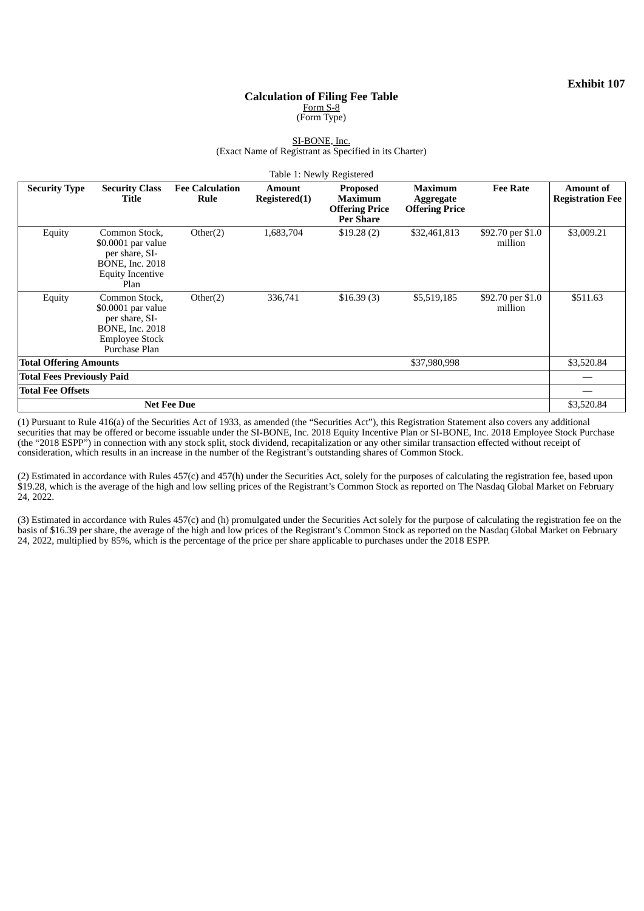**Exhibit 107**

# Calculation of Filing Fee Table

Form S-8
(Form Type)

SI-BONE, Inc.
(Exact Name of Registrant as Specified in its Charter)

Table 1: Newly Registered

| Security Type | Security Class Title | Fee Calculation Rule | Amount Registered(1) | Proposed Maximum Offering Price Per Share | Maximum Aggregate Offering Price | Fee Rate | Amount of Registration Fee |
|---|---|---|---|---|---|---|---|
| Equity | Common Stock, $0.0001 par value per share, SI-BONE, Inc. 2018 Equity Incentive Plan | Other(2) | 1,683,704 | $19.28 (2) | $32,461,813 | $92.70 per $1.0 million | $3,009.21 |
| Equity | Common Stock, $0.0001 par value per share, SI-BONE, Inc. 2018 Employee Stock Purchase Plan | Other(2) | 336,741 | $16.39 (3) | $5,519,185 | $92.70 per $1.0 million | $511.63 |
| **Total Offering Amounts** | | | | | $37,980,998 | | $3,520.84 |
| **Total Fees Previously Paid** | | | | | | | — |
| **Total Fee Offsets** | | | | | | | — |
| **Net Fee Due** | | | | | | | $3,520.84 |

(1) Pursuant to Rule 416(a) of the Securities Act of 1933, as amended (the "Securities Act"), this Registration Statement also covers any additional securities that may be offered or become issuable under the SI-BONE, Inc. 2018 Equity Incentive Plan or SI-BONE, Inc. 2018 Employee Stock Purchase (the "2018 ESPP") in connection with any stock split, stock dividend, recapitalization or any other similar transaction effected without receipt of consideration, which results in an increase in the number of the Registrant's outstanding shares of Common Stock.

(2) Estimated in accordance with Rules 457(c) and 457(h) under the Securities Act, solely for the purposes of calculating the registration fee, based upon $19.28, which is the average of the high and low selling prices of the Registrant's Common Stock as reported on The Nasdaq Global Market on February 24, 2022.

(3) Estimated in accordance with Rules 457(c) and (h) promulgated under the Securities Act solely for the purpose of calculating the registration fee on the basis of $16.39 per share, the average of the high and low prices of the Registrant's Common Stock as reported on the Nasdaq Global Market on February 24, 2022, multiplied by 85%, which is the percentage of the price per share applicable to purchases under the 2018 ESPP.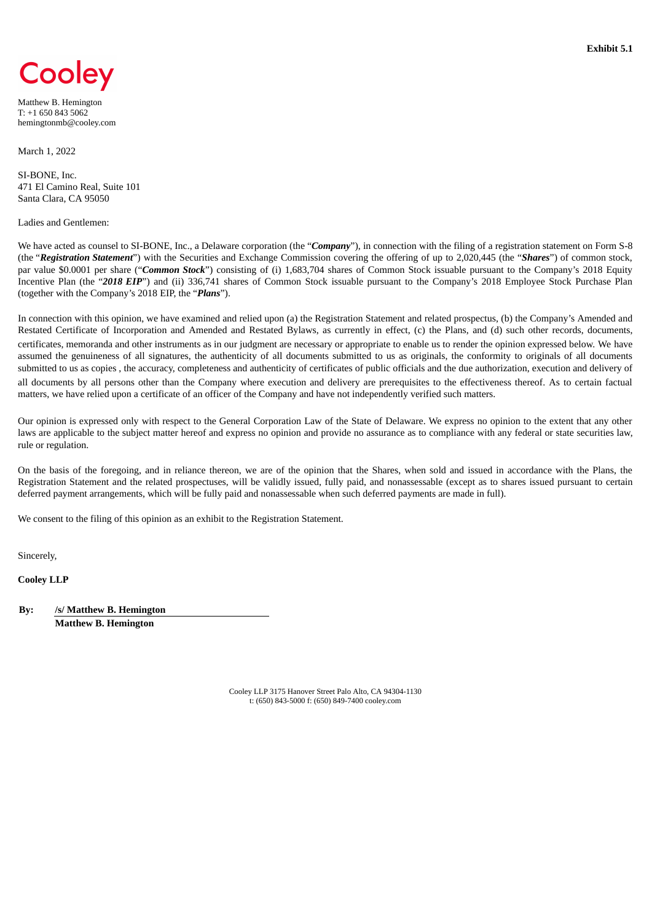**Exhibit 5.1**

Cooley

Matthew B. Hemington
T: +1 650 843 5062
hemingtonmb@cooley.com

March 1, 2022

SI-BONE, Inc.
471 El Camino Real, Suite 101
Santa Clara, CA 95050

Ladies and Gentlemen:

We have acted as counsel to SI-BONE, Inc., a Delaware corporation (the "***Company***"), in connection with the filing of a registration statement on Form S-8 (the "***Registration Statement***") with the Securities and Exchange Commission covering the offering of up to 2,020,445 (the "***Shares***") of common stock, par value $0.0001 per share ("***Common Stock***") consisting of (i) 1,683,704 shares of Common Stock issuable pursuant to the Company's 2018 Equity Incentive Plan (the "***2018 EIP***") and (ii) 336,741 shares of Common Stock issuable pursuant to the Company's 2018 Employee Stock Purchase Plan (together with the Company's 2018 EIP, the "***Plans***").

In connection with this opinion, we have examined and relied upon (a) the Registration Statement and related prospectus, (b) the Company's Amended and Restated Certificate of Incorporation and Amended and Restated Bylaws, as currently in effect, (c) the Plans, and (d) such other records, documents, certificates, memoranda and other instruments as in our judgment are necessary or appropriate to enable us to render the opinion expressed below. We have assumed the genuineness of all signatures, the authenticity of all documents submitted to us as originals, the conformity to originals of all documents submitted to us as copies , the accuracy, completeness and authenticity of certificates of public officials and the due authorization, execution and delivery of all documents by all persons other than the Company where execution and delivery are prerequisites to the effectiveness thereof. As to certain factual matters, we have relied upon a certificate of an officer of the Company and have not independently verified such matters.

Our opinion is expressed only with respect to the General Corporation Law of the State of Delaware. We express no opinion to the extent that any other laws are applicable to the subject matter hereof and express no opinion and provide no assurance as to compliance with any federal or state securities law, rule or regulation.

On the basis of the foregoing, and in reliance thereon, we are of the opinion that the Shares, when sold and issued in accordance with the Plans, the Registration Statement and the related prospectuses, will be validly issued, fully paid, and nonassessable (except as to shares issued pursuant to certain deferred payment arrangements, which will be fully paid and nonassessable when such deferred payments are made in full).

We consent to the filing of this opinion as an exhibit to the Registration Statement.

Sincerely,

**Cooley LLP**

**By:** **/s/ Matthew B. Hemington**
**Matthew B. Hemington**

Cooley LLP 3175 Hanover Street Palo Alto, CA 94304-1130
t: (650) 843-5000 f: (650) 849-7400 cooley.com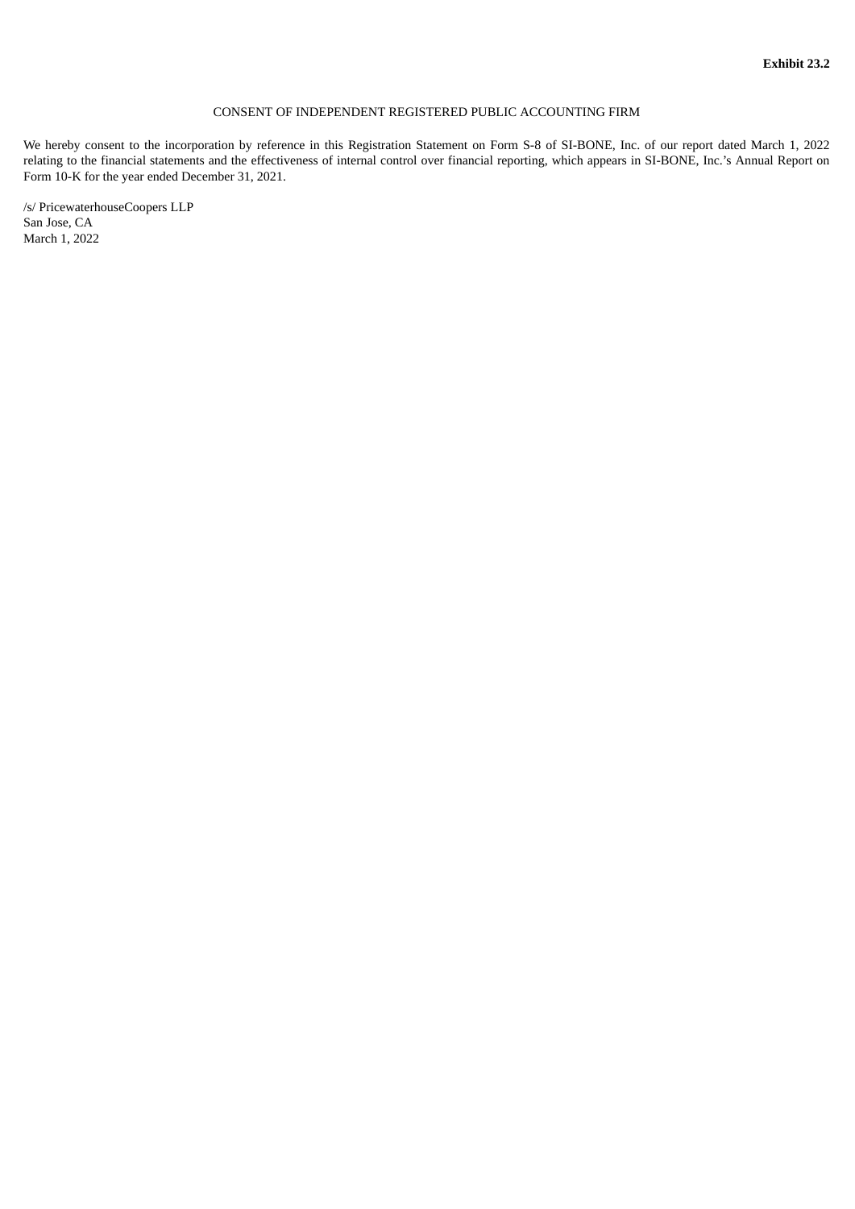**Exhibit 23.2**

CONSENT OF INDEPENDENT REGISTERED PUBLIC ACCOUNTING FIRM

We hereby consent to the incorporation by reference in this Registration Statement on Form S-8 of SI-BONE, Inc. of our report dated March 1, 2022 relating to the financial statements and the effectiveness of internal control over financial reporting, which appears in SI-BONE, Inc.'s Annual Report on Form 10-K for the year ended December 31, 2021.

/s/ PricewaterhouseCoopers LLP
San Jose, CA
March 1, 2022